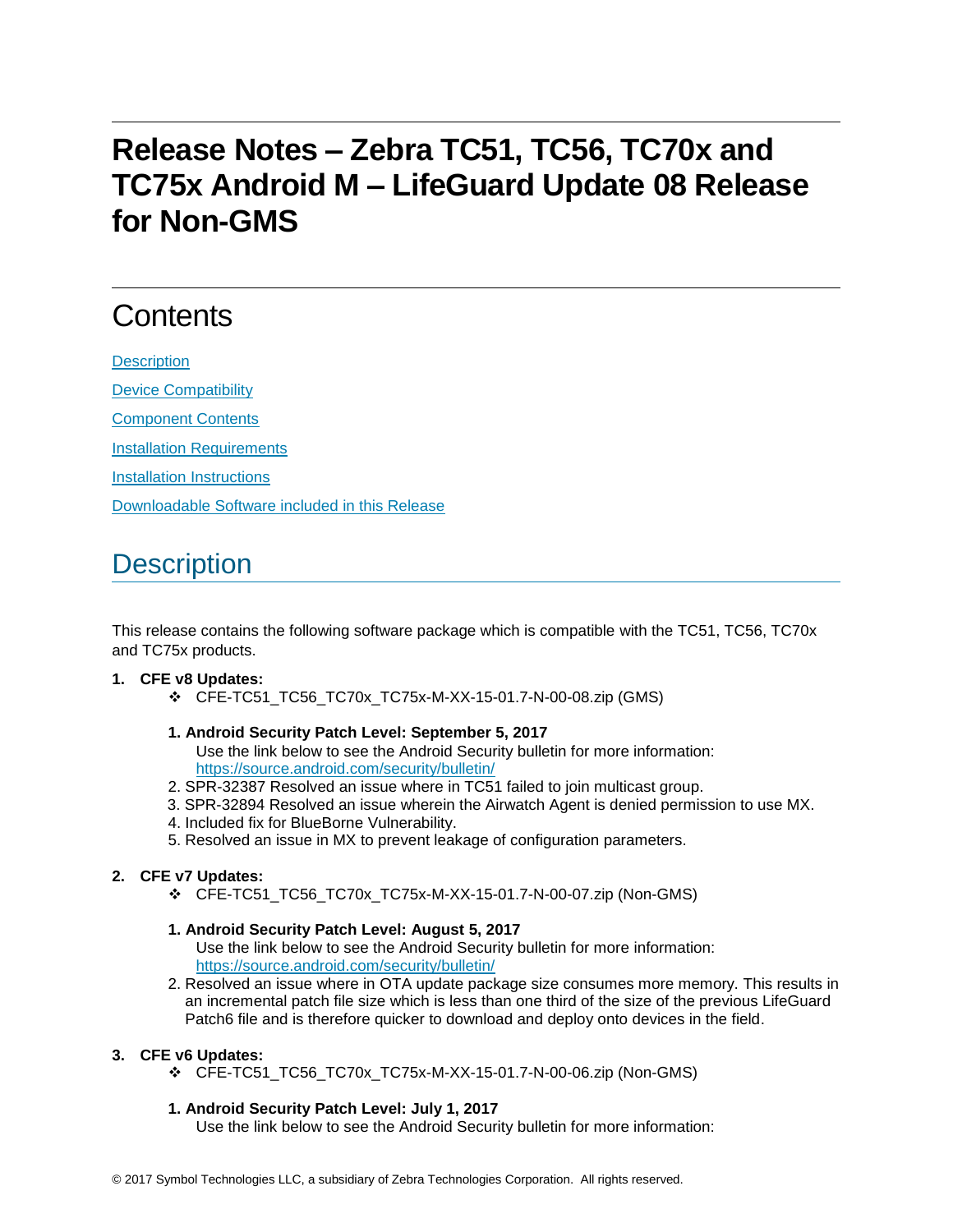# Release Notes – Zebra TC51, TC56, TC70x and TC75x Android M – LifeGuard Update 08 Release for Non-GMS

## Contents

[Description](#description)

[Device Compatibility](#device-compatibility)

[Component Contents](#component-contents)

[Installation Requirements](#installation-requirements)

[Installation Instructions](#installation-instructions)

[Downloadable Software included in this Release](#downloadable-software-included-in-this-release)

## Description

This release contains the following software package which is compatible with the TC51, TC56, TC70x and TC75x products.

1. **CFE v8 Updates:**
   - ❖ CFE-TC51_TC56_TC70x_TC75x-M-XX-15-01.7-N-00-08.zip (GMS)

   1. **Android Security Patch Level: September 5, 2017**
      Use the link below to see the Android Security bulletin for more information:
      [https://source.android.com/security/bulletin/](https://source.android.com/security/bulletin/)
   2. SPR-32387 Resolved an issue where in TC51 failed to join multicast group.
   3. SPR-32894 Resolved an issue wherein the Airwatch Agent is denied permission to use MX.
   4. Included fix for BlueBorne Vulnerability.
   5. Resolved an issue in MX to prevent leakage of configuration parameters.

2. **CFE v7 Updates:**
   - ❖ CFE-TC51_TC56_TC70x_TC75x-M-XX-15-01.7-N-00-07.zip (Non-GMS)

   1. **Android Security Patch Level: August 5, 2017**
      Use the link below to see the Android Security bulletin for more information:
      [https://source.android.com/security/bulletin/](https://source.android.com/security/bulletin/)
   2. Resolved an issue where in OTA update package size consumes more memory. This results in an incremental patch file size which is less than one third of the size of the previous LifeGuard Patch6 file and is therefore quicker to download and deploy onto devices in the field.

3. **CFE v6 Updates:**
   - ❖ CFE-TC51_TC56_TC70x_TC75x-M-XX-15-01.7-N-00-06.zip (Non-GMS)

   1. **Android Security Patch Level: July 1, 2017**
      Use the link below to see the Android Security bulletin for more information: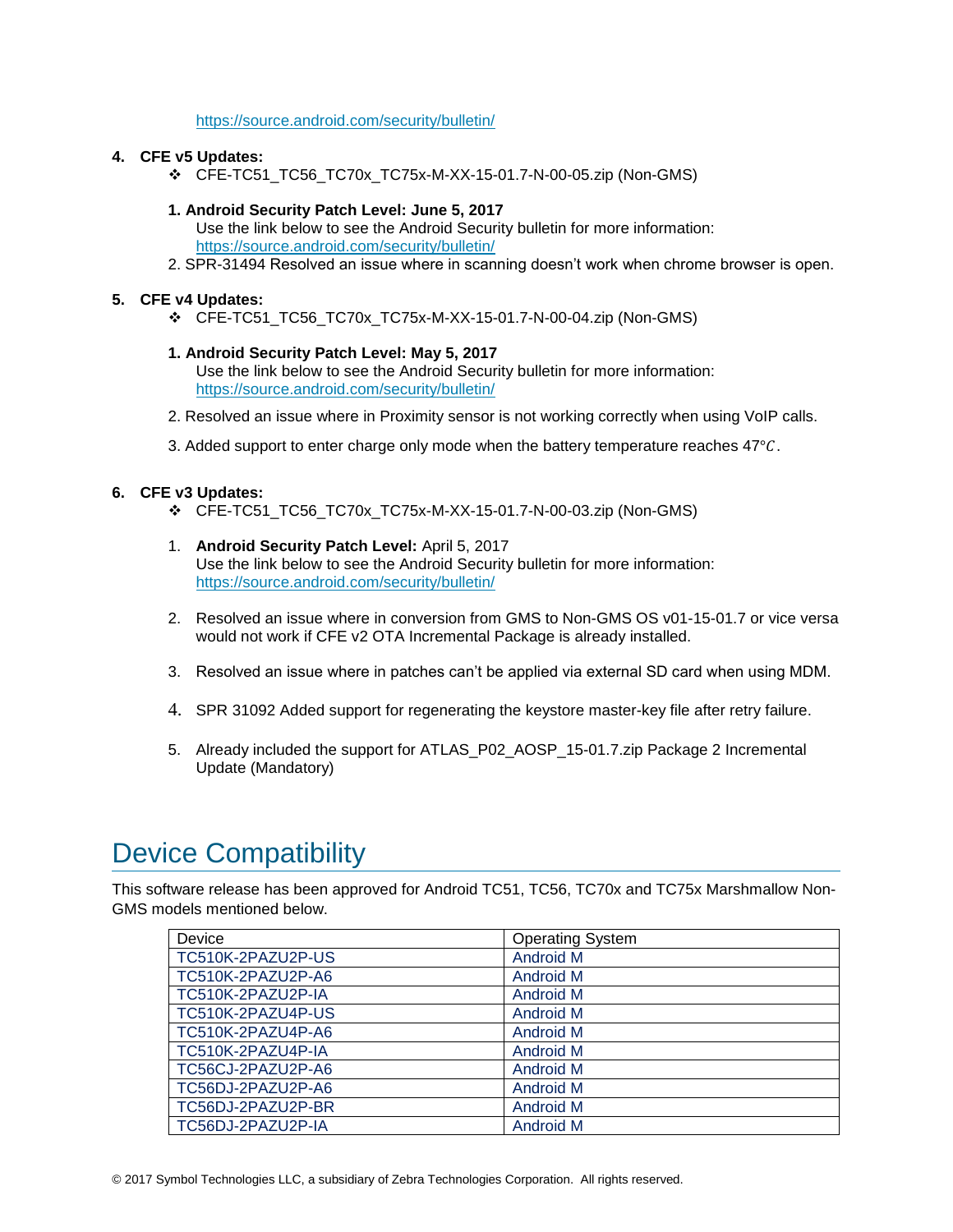https://source.android.com/security/bulletin/

4. **CFE v5 Updates:**
   - ❖ CFE-TC51_TC56_TC70x_TC75x-M-XX-15-01.7-N-00-05.zip (Non-GMS)

   1. **Android Security Patch Level: June 5, 2017**
      Use the link below to see the Android Security bulletin for more information:
      https://source.android.com/security/bulletin/
   2. SPR-31494 Resolved an issue where in scanning doesn't work when chrome browser is open.

5. **CFE v4 Updates:**
   - ❖ CFE-TC51_TC56_TC70x_TC75x-M-XX-15-01.7-N-00-04.zip (Non-GMS)

   1. **Android Security Patch Level: May 5, 2017**
      Use the link below to see the Android Security bulletin for more information:
      https://source.android.com/security/bulletin/
   2. Resolved an issue where in Proximity sensor is not working correctly when using VoIP calls.
   3. Added support to enter charge only mode when the battery temperature reaches 47°C.

6. **CFE v3 Updates:**
   - ❖ CFE-TC51_TC56_TC70x_TC75x-M-XX-15-01.7-N-00-03.zip (Non-GMS)

   1. **Android Security Patch Level:** April 5, 2017
      Use the link below to see the Android Security bulletin for more information:
      https://source.android.com/security/bulletin/
   2. Resolved an issue where in conversion from GMS to Non-GMS OS v01-15-01.7 or vice versa would not work if CFE v2 OTA Incremental Package is already installed.
   3. Resolved an issue where in patches can't be applied via external SD card when using MDM.
   4. SPR 31092 Added support for regenerating the keystore master-key file after retry failure.
   5. Already included the support for ATLAS_P02_AOSP_15-01.7.zip Package 2 Incremental Update (Mandatory)

# Device Compatibility

This software release has been approved for Android TC51, TC56, TC70x and TC75x Marshmallow Non-GMS models mentioned below.

| Device | Operating System |
|---|---|
| TC510K-2PAZU2P-US | Android M |
| TC510K-2PAZU2P-A6 | Android M |
| TC510K-2PAZU2P-IA | Android M |
| TC510K-2PAZU4P-US | Android M |
| TC510K-2PAZU4P-A6 | Android M |
| TC510K-2PAZU4P-IA | Android M |
| TC56CJ-2PAZU2P-A6 | Android M |
| TC56DJ-2PAZU2P-A6 | Android M |
| TC56DJ-2PAZU2P-BR | Android M |
| TC56DJ-2PAZU2P-IA | Android M |

© 2017 Symbol Technologies LLC, a subsidiary of Zebra Technologies Corporation. All rights reserved.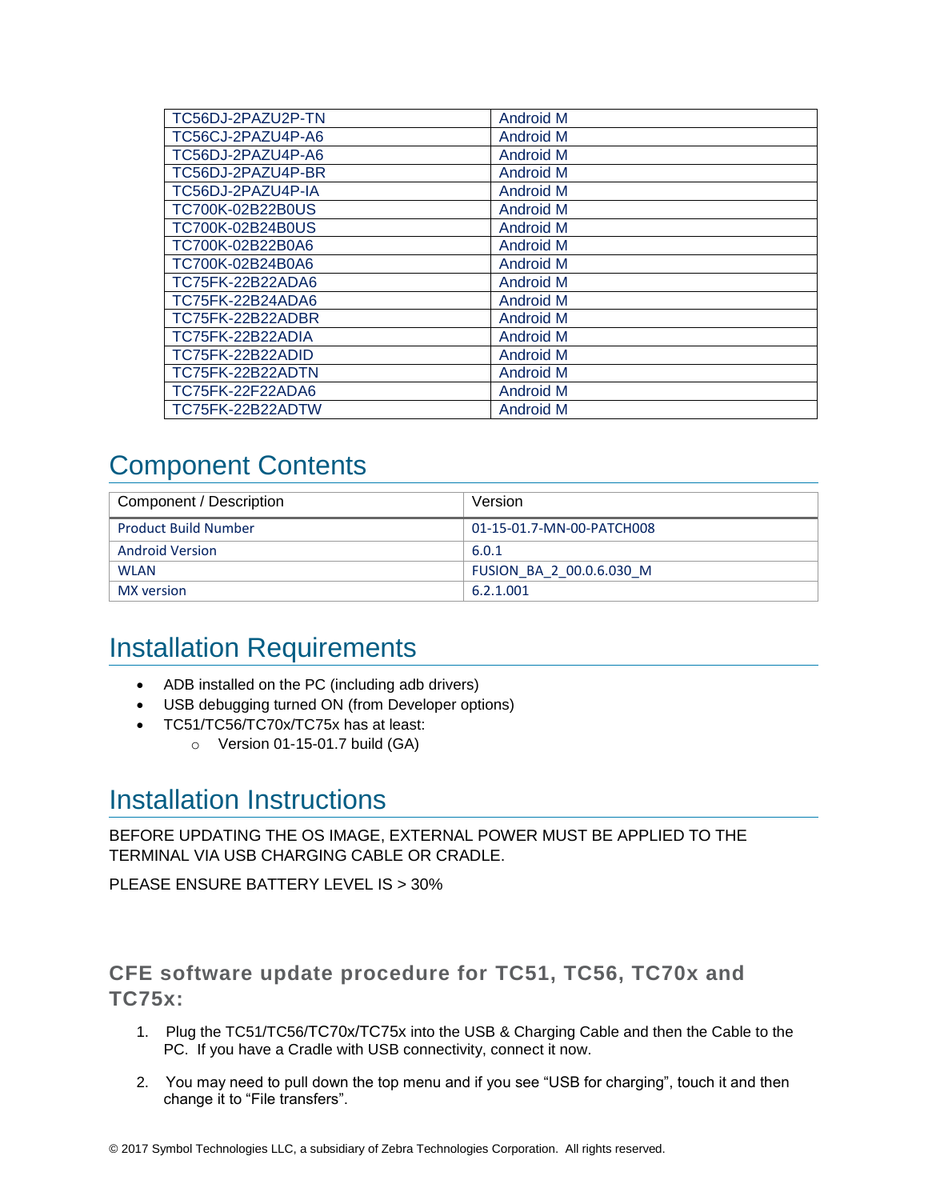| TC56DJ-2PAZU2P-TN | Android M |
|---|---|
| TC56CJ-2PAZU4P-A6 | Android M |
| TC56DJ-2PAZU4P-A6 | Android M |
| TC56DJ-2PAZU4P-BR | Android M |
| TC56DJ-2PAZU4P-IA | Android M |
| TC700K-02B22B0US | Android M |
| TC700K-02B24B0US | Android M |
| TC700K-02B22B0A6 | Android M |
| TC700K-02B24B0A6 | Android M |
| TC75FK-22B22ADA6 | Android M |
| TC75FK-22B24ADA6 | Android M |
| TC75FK-22B22ADBR | Android M |
| TC75FK-22B22ADIA | Android M |
| TC75FK-22B22ADID | Android M |
| TC75FK-22B22ADTN | Android M |
| TC75FK-22F22ADA6 | Android M |
| TC75FK-22B22ADTW | Android M |

# Component Contents

| Component / Description | Version |
|---|---|
| Product Build Number | 01-15-01.7-MN-00-PATCH008 |
| Android Version | 6.0.1 |
| WLAN | FUSION_BA_2_00.0.6.030_M |
| MX version | 6.2.1.001 |

# Installation Requirements

- ADB installed on the PC (including adb drivers)
- USB debugging turned ON (from Developer options)
- TC51/TC56/TC70x/TC75x has at least:
  - Version 01-15-01.7 build (GA)

# Installation Instructions

BEFORE UPDATING THE OS IMAGE, EXTERNAL POWER MUST BE APPLIED TO THE TERMINAL VIA USB CHARGING CABLE OR CRADLE.

PLEASE ENSURE BATTERY LEVEL IS > 30%

### CFE software update procedure for TC51, TC56, TC70x and TC75x:

1. Plug the TC51/TC56/TC70x/TC75x into the USB & Charging Cable and then the Cable to the PC. If you have a Cradle with USB connectivity, connect it now.

2. You may need to pull down the top menu and if you see “USB for charging”, touch it and then change it to “File transfers”.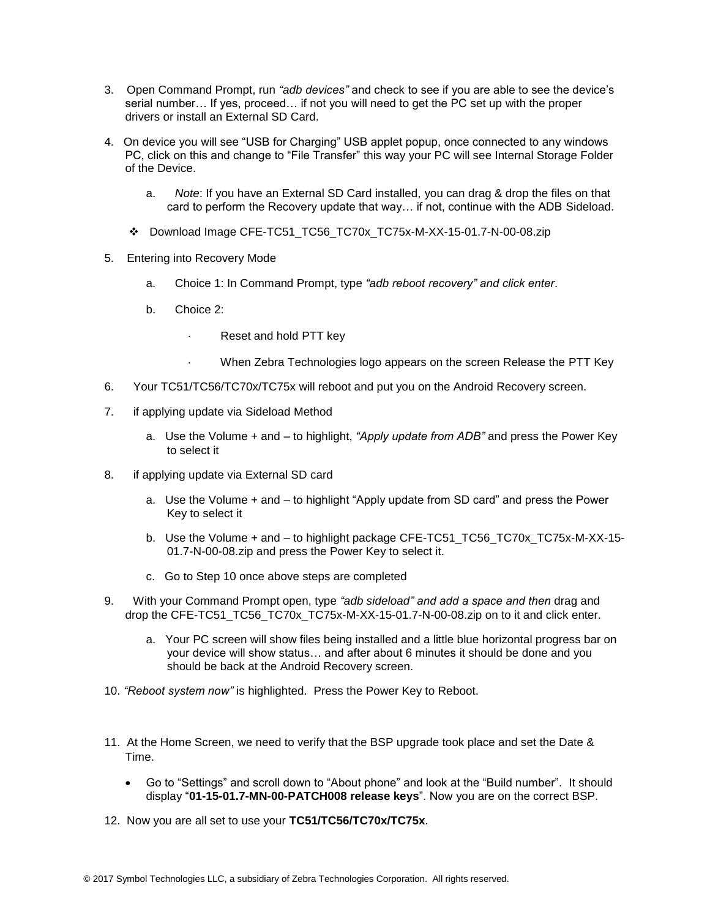3. Open Command Prompt, run *"adb devices"* and check to see if you are able to see the device's serial number… If yes, proceed… if not you will need to get the PC set up with the proper drivers or install an External SD Card.

4. On device you will see "USB for Charging" USB applet popup, once connected to any windows PC, click on this and change to "File Transfer" this way your PC will see Internal Storage Folder of the Device.

    a. *Note*: If you have an External SD Card installed, you can drag & drop the files on that card to perform the Recovery update that way… if not, continue with the ADB Sideload.

- ❖ Download Image CFE-TC51_TC56_TC70x_TC75x-M-XX-15-01.7-N-00-08.zip

5. Entering into Recovery Mode

    a. Choice 1: In Command Prompt, type *"adb reboot recovery" and click enter*.

    b. Choice 2:

        - Reset and hold PTT key
        - When Zebra Technologies logo appears on the screen Release the PTT Key

6. Your TC51/TC56/TC70x/TC75x will reboot and put you on the Android Recovery screen.

7. if applying update via Sideload Method

    a. Use the Volume + and – to highlight, *"Apply update from ADB"* and press the Power Key to select it

8. if applying update via External SD card

    a. Use the Volume + and – to highlight "Apply update from SD card" and press the Power Key to select it

    b. Use the Volume + and – to highlight package CFE-TC51_TC56_TC70x_TC75x-M-XX-15-01.7-N-00-08.zip and press the Power Key to select it.

    c. Go to Step 10 once above steps are completed

9. With your Command Prompt open, type *"adb sideload" and add a space and then* drag and drop the CFE-TC51_TC56_TC70x_TC75x-M-XX-15-01.7-N-00-08.zip on to it and click enter.

    a. Your PC screen will show files being installed and a little blue horizontal progress bar on your device will show status… and after about 6 minutes it should be done and you should be back at the Android Recovery screen.

10. *"Reboot system now"* is highlighted. Press the Power Key to Reboot.

11. At the Home Screen, we need to verify that the BSP upgrade took place and set the Date & Time.

    - Go to "Settings" and scroll down to "About phone" and look at the "Build number". It should display "**01-15-01.7-MN-00-PATCH008 release keys**". Now you are on the correct BSP.

12. Now you are all set to use your **TC51/TC56/TC70x/TC75x**.

© 2017 Symbol Technologies LLC, a subsidiary of Zebra Technologies Corporation. All rights reserved.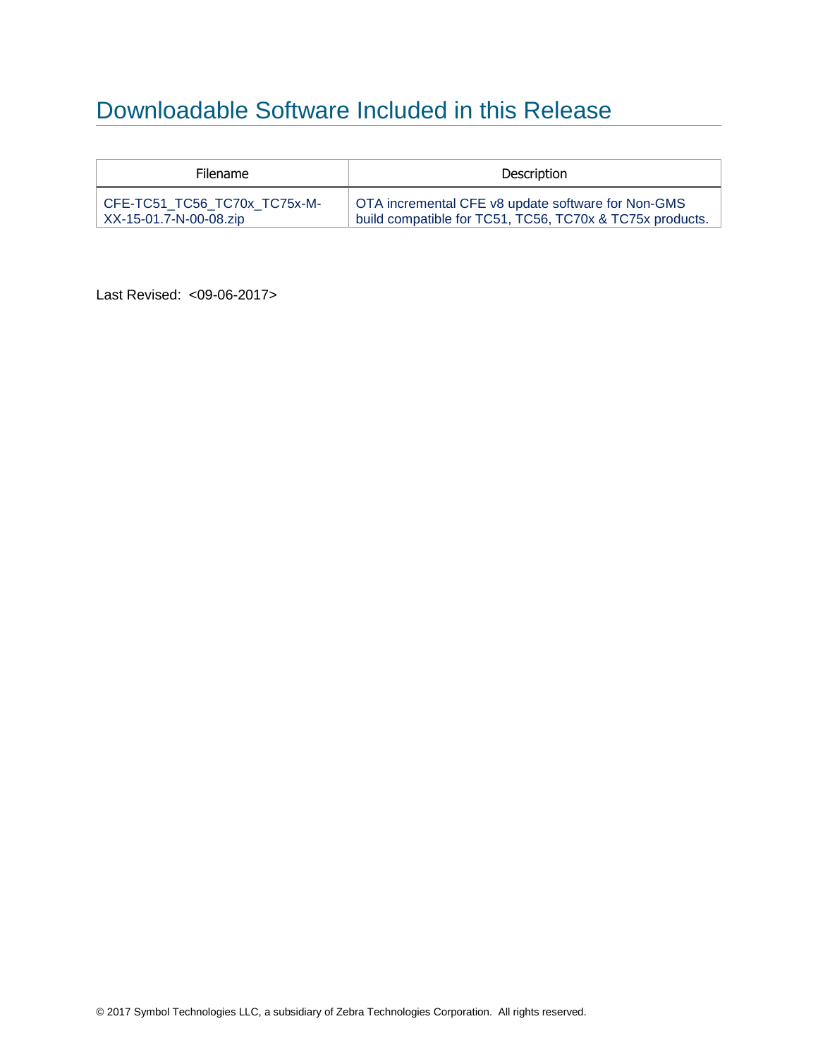# Downloadable Software Included in this Release

| Filename | Description |
|---|---|
| CFE-TC51_TC56_TC70x_TC75x-M-XX-15-01.7-N-00-08.zip | OTA incremental CFE v8 update software for Non-GMS build compatible for TC51, TC56, TC70x & TC75x products. |

Last Revised: <09-06-2017>

© 2017 Symbol Technologies LLC, a subsidiary of Zebra Technologies Corporation. All rights reserved.